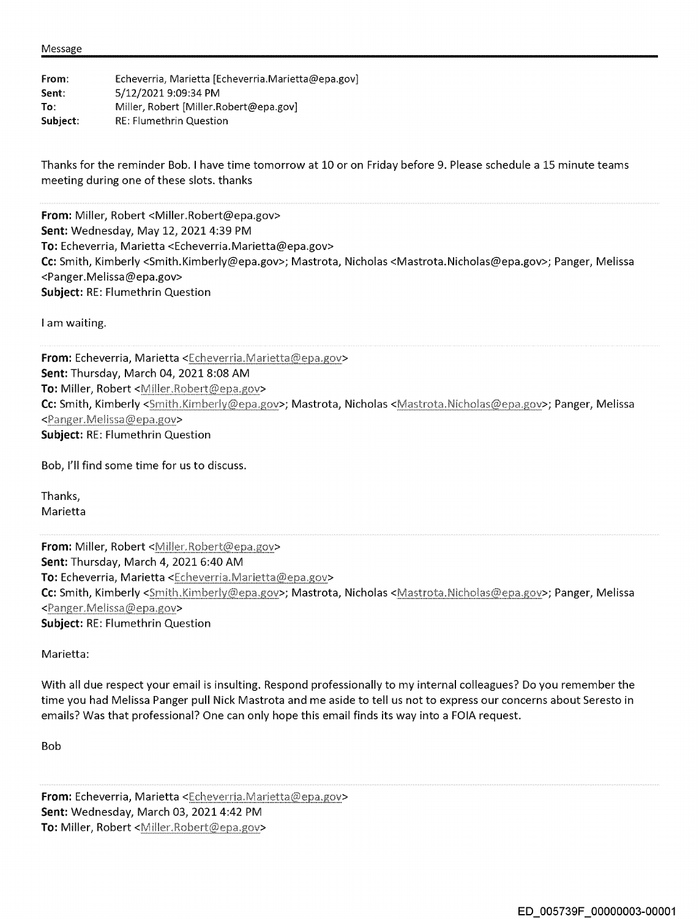Message

| | |
|---|---|
| **From**: | Echeverria, Marietta [Echeverria.Marietta@epa.gov] |
| **Sent**: | 5/12/2021 9:09:34 PM |
| **To**: | Miller, Robert [Miller.Robert@epa.gov] |
| **Subject**: | RE: Flumethrin Question |

Thanks for the reminder Bob. I have time tomorrow at 10 or on Friday before 9. Please schedule a 15 minute teams meeting during one of these slots. thanks

---

**From:** Miller, Robert <Miller.Robert@epa.gov>
**Sent:** Wednesday, May 12, 2021 4:39 PM
**To:** Echeverria, Marietta <Echeverria.Marietta@epa.gov>
**Cc:** Smith, Kimberly <Smith.Kimberly@epa.gov>; Mastrota, Nicholas <Mastrota.Nicholas@epa.gov>; Panger, Melissa <Panger.Melissa@epa.gov>
**Subject:** RE: Flumethrin Question

I am waiting.

---

**From:** Echeverria, Marietta <Echeverria.Marietta@epa.gov>
**Sent:** Thursday, March 04, 2021 8:08 AM
**To:** Miller, Robert <Miller.Robert@epa.gov>
**Cc:** Smith, Kimberly <Smith.Kimberly@epa.gov>; Mastrota, Nicholas <Mastrota.Nicholas@epa.gov>; Panger, Melissa <Panger.Melissa@epa.gov>
**Subject:** RE: Flumethrin Question

Bob, I'll find some time for us to discuss.

Thanks,
Marietta

---

**From:** Miller, Robert <Miller.Robert@epa.gov>
**Sent:** Thursday, March 4, 2021 6:40 AM
**To:** Echeverria, Marietta <Echeverria.Marietta@epa.gov>
**Cc:** Smith, Kimberly <Smith.Kimberly@epa.gov>; Mastrota, Nicholas <Mastrota.Nicholas@epa.gov>; Panger, Melissa <Panger.Melissa@epa.gov>
**Subject:** RE: Flumethrin Question

Marietta:

With all due respect your email is insulting. Respond professionally to my internal colleagues? Do you remember the time you had Melissa Panger pull Nick Mastrota and me aside to tell us not to express our concerns about Seresto in emails? Was that professional? One can only hope this email finds its way into a FOIA request.

Bob

---

**From:** Echeverria, Marietta <Echeverria.Marietta@epa.gov>
**Sent:** Wednesday, March 03, 2021 4:42 PM
**To:** Miller, Robert <Miller.Robert@epa.gov>

ED_005739F_00000003-00001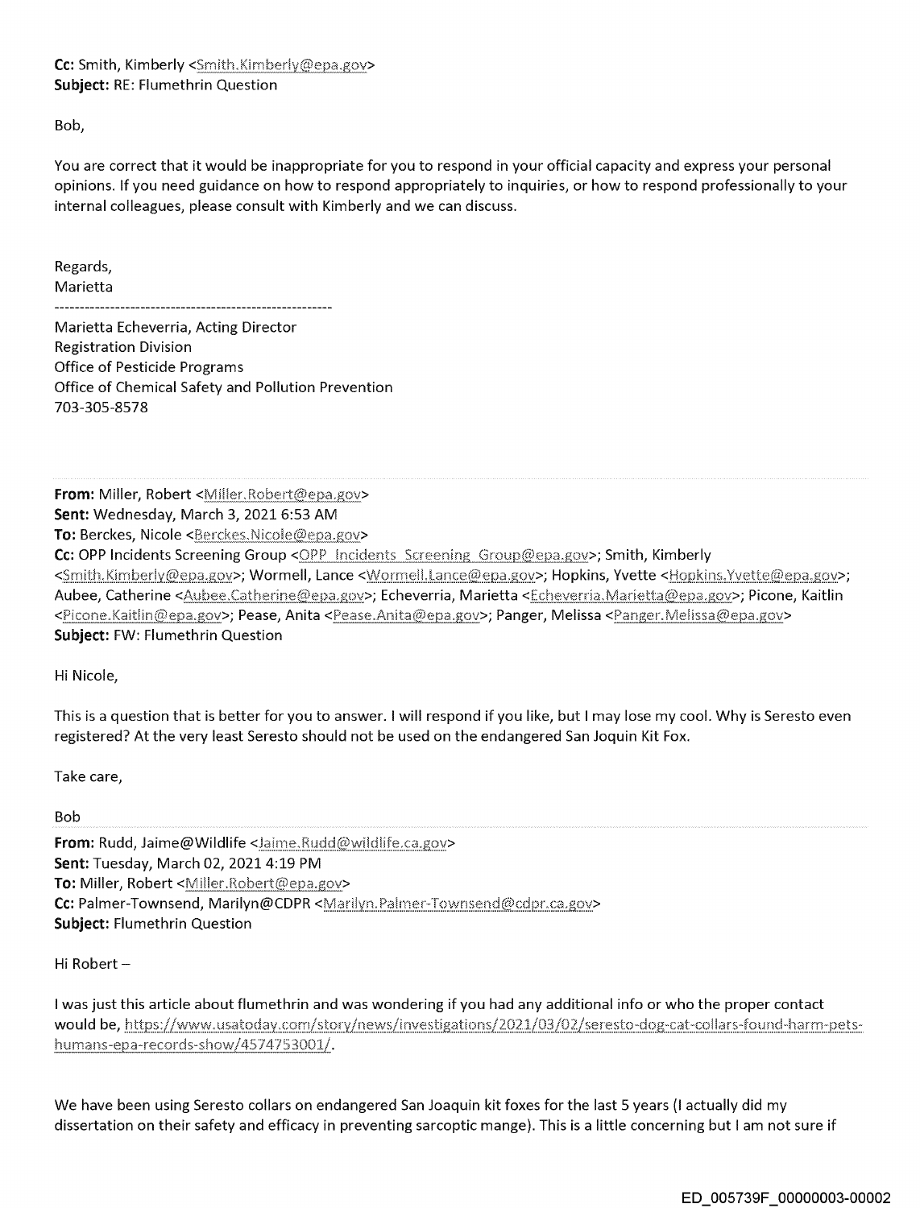**Cc:** Smith, Kimberly <Smith.Kimberly@epa.gov>
**Subject:** RE: Flumethrin Question

Bob,

You are correct that it would be inappropriate for you to respond in your official capacity and express your personal opinions. If you need guidance on how to respond appropriately to inquiries, or how to respond professionally to your internal colleagues, please consult with Kimberly and we can discuss.

Regards,
Marietta

---

Marietta Echeverria, Acting Director
Registration Division
Office of Pesticide Programs
Office of Chemical Safety and Pollution Prevention
703-305-8578

---

**From:** Miller, Robert <Miller.Robert@epa.gov>
**Sent:** Wednesday, March 3, 2021 6:53 AM
**To:** Berckes, Nicole <Berckes.Nicole@epa.gov>
**Cc:** OPP Incidents Screening Group <OPP_Incidents_Screening_Group@epa.gov>; Smith, Kimberly <Smith.Kimberly@epa.gov>; Wormell, Lance <Wormell.Lance@epa.gov>; Hopkins, Yvette <Hopkins.Yvette@epa.gov>; Aubee, Catherine <Aubee.Catherine@epa.gov>; Echeverria, Marietta <Echeverria.Marietta@epa.gov>; Picone, Kaitlin <Picone.Kaitlin@epa.gov>; Pease, Anita <Pease.Anita@epa.gov>; Panger, Melissa <Panger.Melissa@epa.gov>
**Subject:** FW: Flumethrin Question

Hi Nicole,

This is a question that is better for you to answer. I will respond if you like, but I may lose my cool. Why is Seresto even registered? At the very least Seresto should not be used on the endangered San Joquin Kit Fox.

Take care,

Bob

---

**From:** Rudd, Jaime@Wildlife <Jaime.Rudd@wildlife.ca.gov>
**Sent:** Tuesday, March 02, 2021 4:19 PM
**To:** Miller, Robert <Miller.Robert@epa.gov>
**Cc:** Palmer-Townsend, Marilyn@CDPR <Marilyn.Palmer-Townsend@cdpr.ca.gov>
**Subject:** Flumethrin Question

Hi Robert –

I was just this article about flumethrin and was wondering if you had any additional info or who the proper contact would be, https://www.usatoday.com/story/news/investigations/2021/03/02/seresto-dog-cat-collars-found-harm-pets-humans-epa-records-show/4574753001/.

We have been using Seresto collars on endangered San Joaquin kit foxes for the last 5 years (I actually did my dissertation on their safety and efficacy in preventing sarcoptic mange). This is a little concerning but I am not sure if

ED_005739F_00000003-00002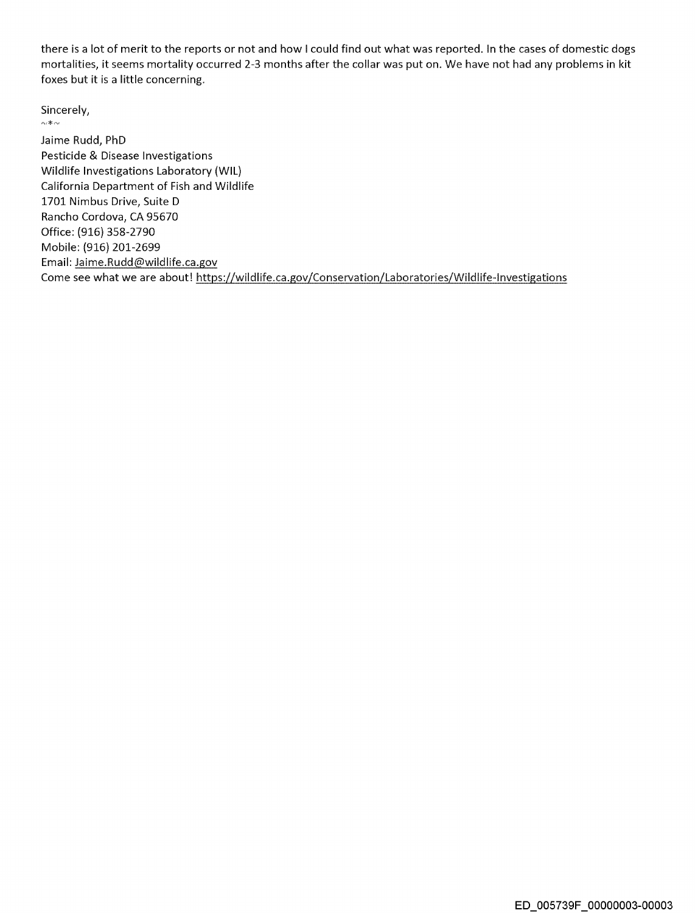there is a lot of merit to the reports or not and how I could find out what was reported. In the cases of domestic dogs mortalities, it seems mortality occurred 2-3 months after the collar was put on. We have not had any problems in kit foxes but it is a little concerning.

Sincerely,

~*~

Jaime Rudd, PhD
Pesticide & Disease Investigations
Wildlife Investigations Laboratory (WIL)
California Department of Fish and Wildlife
1701 Nimbus Drive, Suite D
Rancho Cordova, CA 95670
Office: (916) 358-2790
Mobile: (916) 201-2699
Email: Jaime.Rudd@wildlife.ca.gov
Come see what we are about! https://wildlife.ca.gov/Conservation/Laboratories/Wildlife-Investigations

ED_005739F_00000003-00003